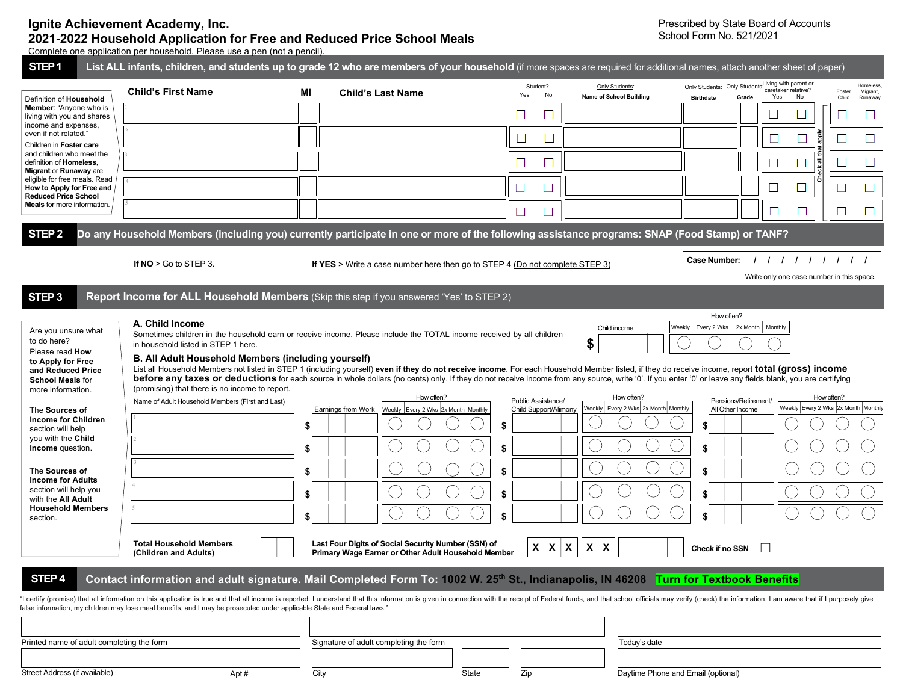# Ignite Achievement Academy, Inc.

## 2021-2022 Household Application for Free and Reduced Price School Meals

Prescribed by State Board of Accounts
School Form No. 521/2021

Complete one application per household. Please use a pen (not a pencil).

## STEP 1 List ALL infants, children, and students up to grade 12 who are members of your household (if more spaces are required for additional names, attach another sheet of paper)

Definition of **Household Member**: "Anyone who is living with you and shares income and expenses, even if not related."

Children in **Foster care** and children who meet the definition of **Homeless, Migrant** or **Runaway** are eligible for free meals. Read **How to Apply for Free and Reduced Price School Meals** for more information.

| | Child's First Name | MI | Child's Last Name | Student? Yes | Student? No | Only Students: Name of School Building | Only Students: Birthdate | Only Students: Grade | Living with parent or caretaker relative? Yes | Living with parent or caretaker relative? No | Foster Child | Homeless, Migrant, Runaway |
|---|---|---|---|---|---|---|---|---|---|---|---|---|
| 1 | | | | ☐ | ☐ | | | | ☐ | ☐ | ☐ | ☐ |
| 2 | | | | ☐ | ☐ | | | | ☐ | ☐ | ☐ | ☐ |
| 3 | | | | ☐ | ☐ | | | | ☐ | ☐ | ☐ | ☐ |
| 4 | | | | ☐ | ☐ | | | | ☐ | ☐ | ☐ | ☐ |
| 5 | | | | ☐ | ☐ | | | | ☐ | ☐ | ☐ | ☐ |

Check all that apply

## STEP 2 Do any Household Members (including you) currently participate in one or more of the following assistance programs: SNAP (Food Stamp) or TANF?

**If NO** > Go to STEP 3.

**If YES** > Write a case number here then go to STEP 4 (Do not complete STEP 3)

**Case Number:** / / / / / / / / /

Write only one case number in this space.

## STEP 3 Report Income for ALL Household Members (Skip this step if you answered 'Yes' to STEP 2)

Are you unsure what to do here? Please read **How to Apply for Free and Reduced Price School Meals** for more information.

The **Sources of Income for Children** section will help you with the **Child Income** question.

The **Sources of Income for Adults** section will help you with the **All Adult Household Members** section.

### A. Child Income

Sometimes children in the household earn or receive income. Please include the TOTAL income received by all children in household listed in STEP 1 here.

| Child income | How often? Weekly | Every 2 Wks | 2x Month | Monthly |
|---|---|---|---|---|
| $ | ○ | ○ | ○ | ○ |

### B. All Adult Household Members (including yourself)

List all Household Members not listed in STEP 1 (including yourself) **even if they do not receive income**. For each Household Member listed, if they do receive income, report **total (gross) income before any taxes or deductions** for each source in whole dollars (no cents) only. If they do not receive income from any source, write '0'. If you enter '0' or leave any fields blank, you are certifying (promising) that there is no income to report.

| | Name of Adult Household Members (First and Last) | Earnings from Work | Weekly | Every 2 Wks | 2x Month | Monthly | Public Assistance/ Child Support/Alimony | Weekly | Every 2 Wks | 2x Month | Monthly | Pensions/Retirement/ All Other Income | Weekly | Every 2 Wks | 2x Month | Monthly |
|---|---|---|---|---|---|---|---|---|---|---|---|---|---|---|---|---|
| 1 | | $ | ○ | ○ | ○ | ○ | $ | ○ | ○ | ○ | ○ | $ | ○ | ○ | ○ | ○ |
| 2 | | $ | ○ | ○ | ○ | ○ | $ | ○ | ○ | ○ | ○ | $ | ○ | ○ | ○ | ○ |
| 3 | | $ | ○ | ○ | ○ | ○ | $ | ○ | ○ | ○ | ○ | $ | ○ | ○ | ○ | ○ |
| 4 | | $ | ○ | ○ | ○ | ○ | $ | ○ | ○ | ○ | ○ | $ | ○ | ○ | ○ | ○ |
| 5 | | $ | ○ | ○ | ○ | ○ | $ | ○ | ○ | ○ | ○ | $ | ○ | ○ | ○ | ○ |

(The "How often?" heading appears above each Weekly / Every 2 Wks / 2x Month / Monthly group.)

**Total Household Members (Children and Adults)**

**Last Four Digits of Social Security Number (SSN) of Primary Wage Earner or Other Adult Household Member** X X X X X _ _ _ _

**Check if no SSN** ☐

## STEP 4 Contact information and adult signature. Mail Completed Form To: 1002 W. 25th St., Indianapolis, IN 46208 Turn for Textbook Benefits

"I certify (promise) that all information on this application is true and that all income is reported. I understand that this information is given in connection with the receipt of Federal funds, and that school officials may verify (check) the information. I am aware that if I purposely give false information, my children may lose meal benefits, and I may be prosecuted under applicable State and Federal laws."

Printed name of adult completing the form | Signature of adult completing the form | Today's date

Street Address (if available) | Apt # | City | State | Zip | Daytime Phone and Email (optional)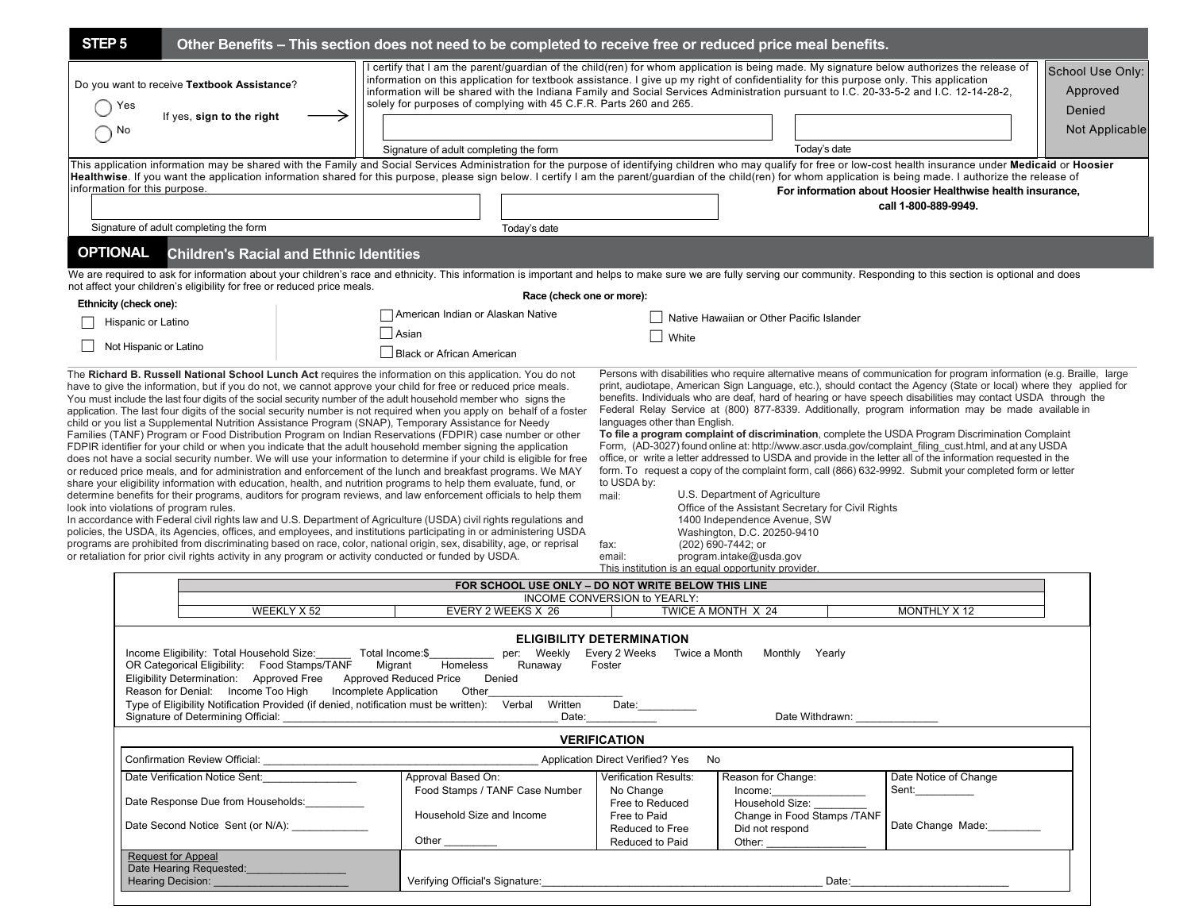## STEP 5 Other Benefits – This section does not need to be completed to receive free or reduced price meal benefits.

| | | School Use Only: |
|---|---|---|
| Do you want to receive **Textbook Assistance**?<br>○ Yes<br>○ No<br>If yes, **sign to the right** → | I certify that I am the parent/guardian of the child(ren) for whom application is being made. My signature below authorizes the release of information on this application for textbook assistance. I give up my right of confidentiality for this purpose only. This application information will be shared with the Indiana Family and Social Services Administration pursuant to I.C. 20-33-5-2 and I.C. 12-14-28-2, solely for purposes of complying with 45 C.F.R. Parts 260 and 265.<br><br>Signature of adult completing the form ____________ Today's date ____________ | Approved<br>Denied<br>Not Applicable |

This application information may be shared with the Family and Social Services Administration for the purpose of identifying children who may qualify for free or low-cost health insurance under **Medicaid** or **Hoosier Healthwise**. If you want the application information shared for this purpose, please sign below. I certify I am the parent/guardian of the child(ren) for whom application is being made. I authorize the release of information for this purpose.

Signature of adult completing the form ____________ Today's date ____________

**For information about Hoosier Healthwise health insurance, call 1-800-889-9949.**

## OPTIONAL Children's Racial and Ethnic Identities

We are required to ask for information about your children's race and ethnicity. This information is important and helps to make sure we are fully serving our community. Responding to this section is optional and does not affect your children's eligibility for free or reduced price meals.

**Ethnicity (check one):**
- ☐ Hispanic or Latino
- ☐ Not Hispanic or Latino

**Race (check one or more):**
- ☐ American Indian or Alaskan Native
- ☐ Asian
- ☐ Black or African American
- ☐ Native Hawaiian or Other Pacific Islander
- ☐ White

The **Richard B. Russell National School Lunch Act** requires the information on this application. You do not have to give the information, but if you do not, we cannot approve your child for free or reduced price meals. You must include the last four digits of the social security number of the adult household member who signs the application. The last four digits of the social security number is not required when you apply on behalf of a foster child or you list a Supplemental Nutrition Assistance Program (SNAP), Temporary Assistance for Needy Families (TANF) Program or Food Distribution Program on Indian Reservations (FDPIR) case number or other FDPIR identifier for your child or when you indicate that the adult household member signing the application does not have a social security number. We will use your information to determine if your child is eligible for free or reduced price meals, and for administration and enforcement of the lunch and breakfast programs. We MAY share your eligibility information with education, health, and nutrition programs to help them evaluate, fund, or determine benefits for their programs, auditors for program reviews, and law enforcement officials to help them look into violations of program rules.

In accordance with Federal civil rights law and U.S. Department of Agriculture (USDA) civil rights regulations and policies, the USDA, its Agencies, offices, and employees, and institutions participating in or administering USDA programs are prohibited from discriminating based on race, color, national origin, sex, disability, age, or reprisal or retaliation for prior civil rights activity in any program or activity conducted or funded by USDA.

Persons with disabilities who require alternative means of communication for program information (e.g. Braille, large print, audiotape, American Sign Language, etc.), should contact the Agency (State or local) where they applied for benefits. Individuals who are deaf, hard of hearing or have speech disabilities may contact USDA through the Federal Relay Service at (800) 877-8339. Additionally, program information may be made available in languages other than English.

**To file a program complaint of discrimination**, complete the USDA Program Discrimination Complaint Form, (AD-3027) found online at: http://www.ascr.usda.gov/complaint_filing_cust.html, and at any USDA office, or write a letter addressed to USDA and provide in the letter all of the information requested in the form. To request a copy of the complaint form, call (866) 632-9992. Submit your completed form or letter to USDA by:

mail: U.S. Department of Agriculture
Office of the Assistant Secretary for Civil Rights
1400 Independence Avenue, SW
Washington, D.C. 20250-9410

fax: (202) 690-7442; or

email: program.intake@usda.gov

This institution is an equal opportunity provider.

| FOR SCHOOL USE ONLY – DO NOT WRITE BELOW THIS LINE | | | |
|---|---|---|---|
| INCOME CONVERSION to YEARLY: | | | |
| WEEKLY X 52 | EVERY 2 WEEKS X 26 | TWICE A MONTH X 24 | MONTHLY X 12 |

### ELIGIBILITY DETERMINATION

Income Eligibility: Total Household Size:______ Total Income:$___________ per: Weekly Every 2 Weeks Twice a Month Monthly Yearly
OR Categorical Eligibility: Food Stamps/TANF Migrant Homeless Runaway Foster
Eligibility Determination: Approved Free Approved Reduced Price Denied
Reason for Denial: Income Too High Incomplete Application Other_______________________
Type of Eligibility Notification Provided (if denied, notification must be written): Verbal Written Date:__________
Signature of Determining Official: ______________________________________________ Date:__________ Date Withdrawn: ______________

### VERIFICATION

Confirmation Review Official: ___________________________________________ Application Direct Verified? Yes No

| Date Verification Notice Sent:________________<br>Date Response Due from Households:__________<br>Date Second Notice Sent (or N/A): _____________ | Approval Based On:<br>Food Stamps / TANF Case Number<br>Household Size and Income<br>Other _________ | Verification Results:<br>No Change<br>Free to Reduced<br>Free to Paid<br>Reduced to Free<br>Reduced to Paid | Reason for Change:<br>Income:________________<br>Household Size: _________<br>Change in Food Stamps /TANF<br>Did not respond<br>Other: _________________ | Date Notice of Change Sent:__________<br>Date Change Made:_________ |
|---|---|---|---|---|

Request for Appeal
Date Hearing Requested:_________________
Hearing Decision: _______________________

Verifying Official's Signature:_______________________________________________ Date:___________________________